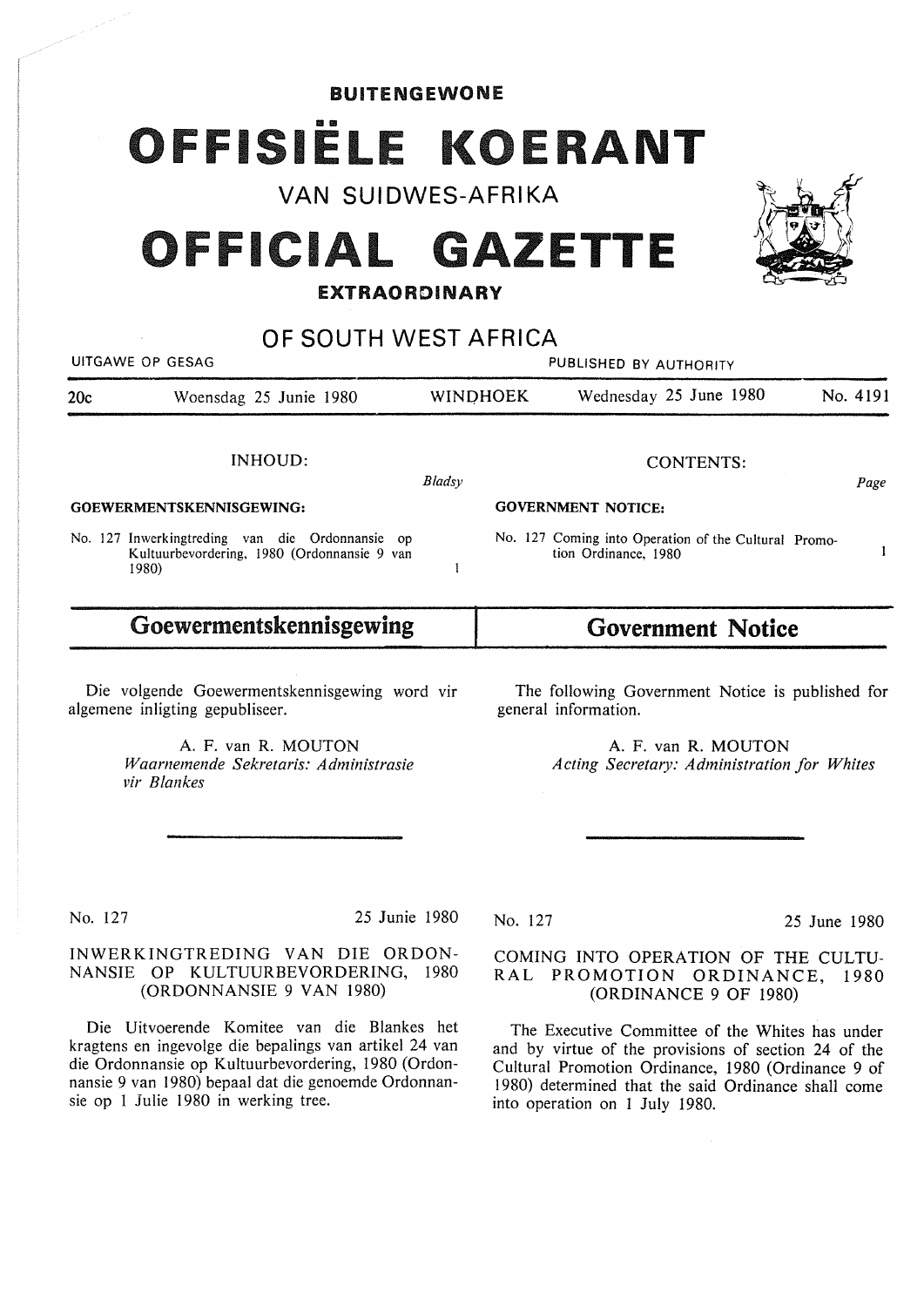**BUITENGEWONE**

# OFFISIËLE KOERANT

VAN SUIDWES-AFRIKA

# OFFICIAL GAZETTE

**EXTRAORDINARY**

OF SOUTH WEST AFRICA

UITGAWE OP GESAG — PUBLISHED BY AUTHORITY

20c — Woensdag 25 Junie 1980 — WINDHOEK — Wednesday 25 June 1980 — No. 4191

INHOUD:

*Bladsy*

**GOEWERMENTSKENNISGEWING:**

No. 127 Inwerkingtreding van die Ordonnansie op Kultuurbevordering, 1980 (Ordonnansie 9 van 1980) — 1

CONTENTS:

*Page*

**GOVERNMENT NOTICE:**

No. 127 Coming into Operation of the Cultural Promotion Ordinance, 1980 — 1

## Goewermentskennisgewing

Die volgende Goewermentskennisgewing word vir algemene inligting gepubliseer.

A. F. van R. MOUTON
*Waarnemende Sekretaris: Administrasie vir Blankes*

No. 127 — 25 Junie 1980

INWERKINGTREDING VAN DIE ORDONNANSIE OP KULTUURBEVORDERING, 1980 (ORDONNANSIE 9 VAN 1980)

Die Uitvoerende Komitee van die Blankes het kragtens en ingevolge die bepalings van artikel 24 van die Ordonnansie op Kultuurbevordering, 1980 (Ordonnansie 9 van 1980) bepaal dat die genoemde Ordonnansie op 1 Julie 1980 in werking tree.

## Government Notice

The following Government Notice is published for general information.

A. F. van R. MOUTON
*Acting Secretary: Administration for Whites*

No. 127 — 25 June 1980

COMING INTO OPERATION OF THE CULTURAL PROMOTION ORDINANCE, 1980 (ORDINANCE 9 OF 1980)

The Executive Committee of the Whites has under and by virtue of the provisions of section 24 of the Cultural Promotion Ordinance, 1980 (Ordinance 9 of 1980) determined that the said Ordinance shall come into operation on 1 July 1980.